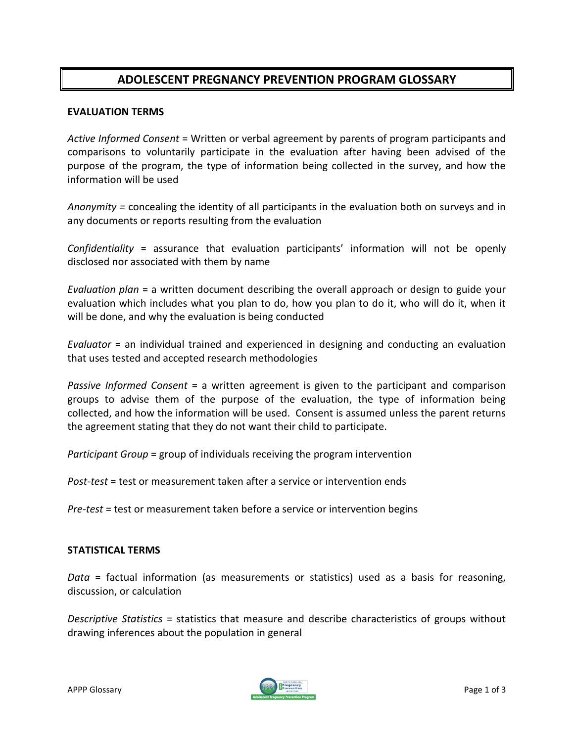# ADOLESCENT PREGNANCY PREVENTION PROGRAM GLOSSARY

## EVALUATION TERMS

*Active Informed Consent* = Written or verbal agreement by parents of program participants and comparisons to voluntarily participate in the evaluation after having been advised of the purpose of the program, the type of information being collected in the survey, and how the information will be used

*Anonymity* = concealing the identity of all participants in the evaluation both on surveys and in any documents or reports resulting from the evaluation

*Confidentiality* = assurance that evaluation participants' information will not be openly disclosed nor associated with them by name

*Evaluation plan* = a written document describing the overall approach or design to guide your evaluation which includes what you plan to do, how you plan to do it, who will do it, when it will be done, and why the evaluation is being conducted

*Evaluator* = an individual trained and experienced in designing and conducting an evaluation that uses tested and accepted research methodologies

*Passive Informed Consent* = a written agreement is given to the participant and comparison groups to advise them of the purpose of the evaluation, the type of information being collected, and how the information will be used. Consent is assumed unless the parent returns the agreement stating that they do not want their child to participate.

*Participant Group* = group of individuals receiving the program intervention

*Post-test* = test or measurement taken after a service or intervention ends

*Pre-test* = test or measurement taken before a service or intervention begins

## STATISTICAL TERMS

*Data* = factual information (as measurements or statistics) used as a basis for reasoning, discussion, or calculation

*Descriptive Statistics* = statistics that measure and describe characteristics of groups without drawing inferences about the population in general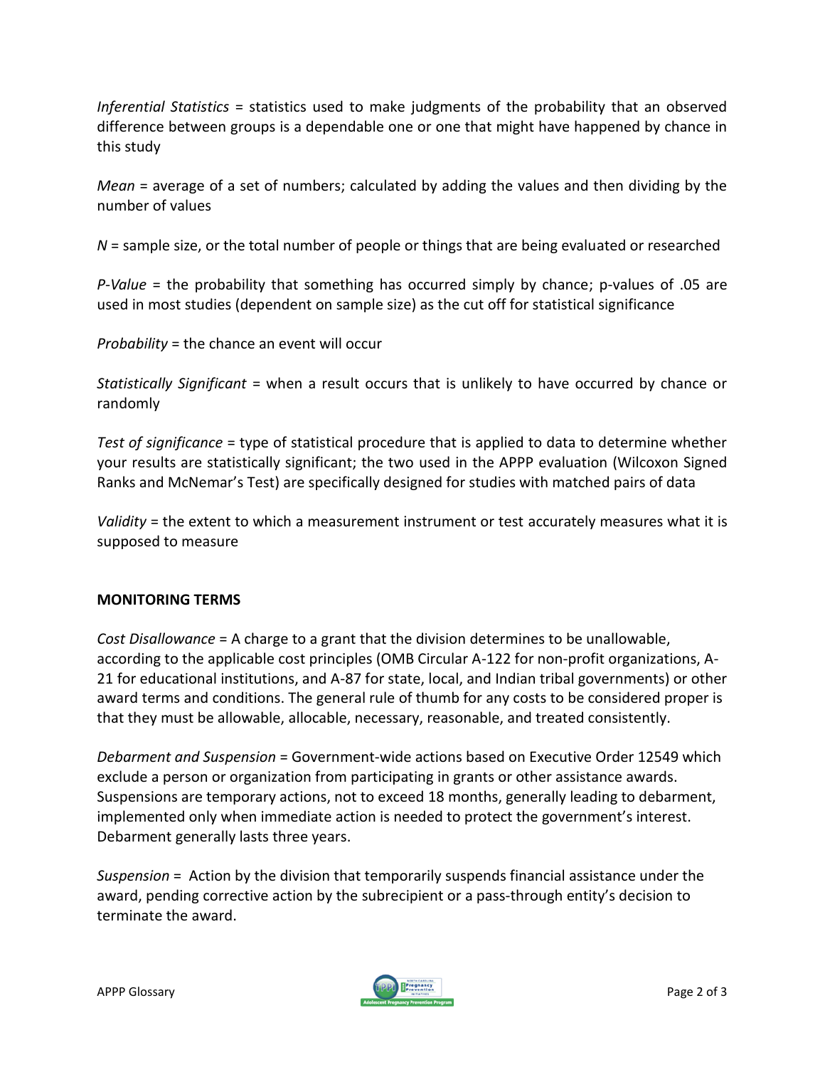*Inferential Statistics* = statistics used to make judgments of the probability that an observed difference between groups is a dependable one or one that might have happened by chance in this study

*Mean* = average of a set of numbers; calculated by adding the values and then dividing by the number of values

*N* = sample size, or the total number of people or things that are being evaluated or researched

*P-Value* = the probability that something has occurred simply by chance; p-values of .05 are used in most studies (dependent on sample size) as the cut off for statistical significance

*Probability* = the chance an event will occur

*Statistically Significant* = when a result occurs that is unlikely to have occurred by chance or randomly

*Test of significance* = type of statistical procedure that is applied to data to determine whether your results are statistically significant; the two used in the APPP evaluation (Wilcoxon Signed Ranks and McNemar's Test) are specifically designed for studies with matched pairs of data

*Validity* = the extent to which a measurement instrument or test accurately measures what it is supposed to measure

**MONITORING TERMS**

*Cost Disallowance* = A charge to a grant that the division determines to be unallowable, according to the applicable cost principles (OMB Circular A-122 for non-profit organizations, A-21 for educational institutions, and A-87 for state, local, and Indian tribal governments) or other award terms and conditions. The general rule of thumb for any costs to be considered proper is that they must be allowable, allocable, necessary, reasonable, and treated consistently.

*Debarment and Suspension* = Government-wide actions based on Executive Order 12549 which exclude a person or organization from participating in grants or other assistance awards. Suspensions are temporary actions, not to exceed 18 months, generally leading to debarment, implemented only when immediate action is needed to protect the government's interest. Debarment generally lasts three years.

*Suspension* = Action by the division that temporarily suspends financial assistance under the award, pending corrective action by the subrecipient or a pass-through entity's decision to terminate the award.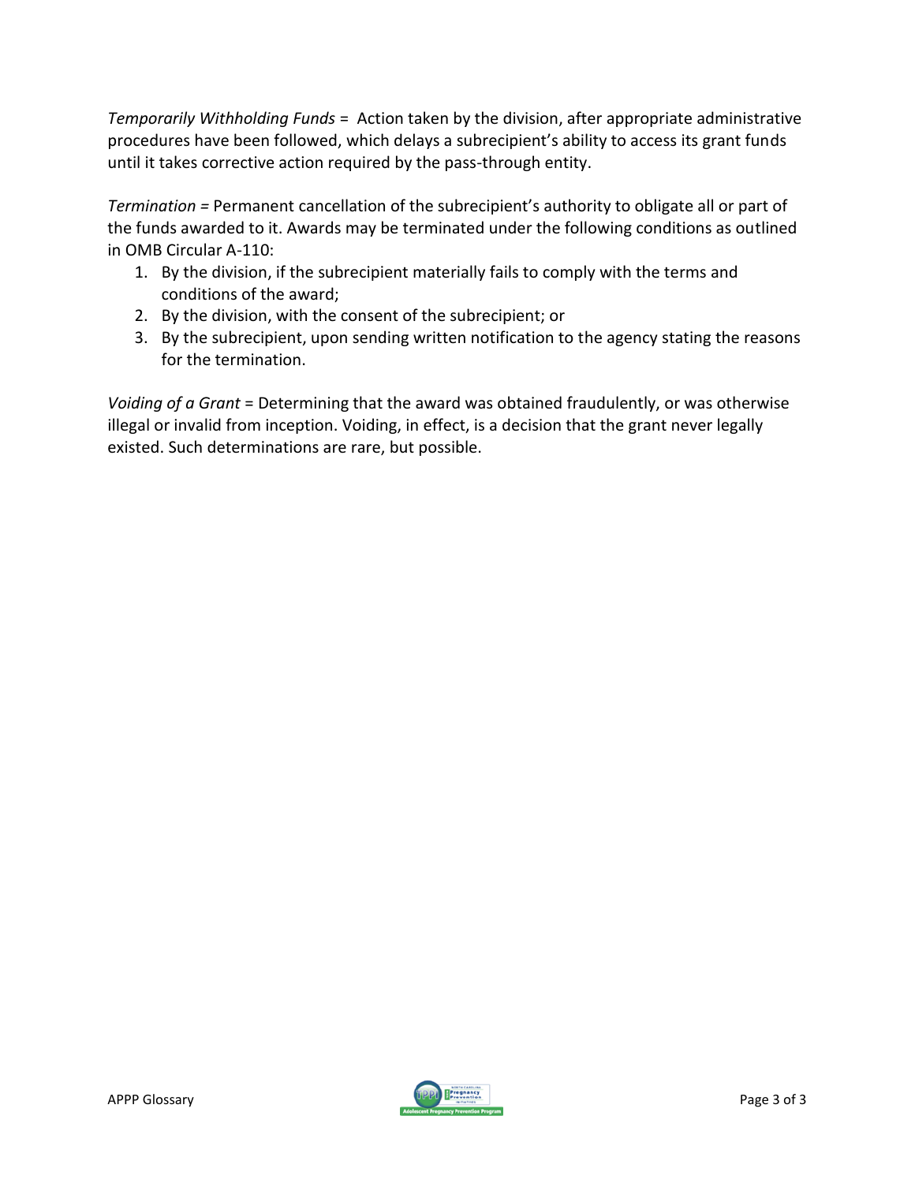*Temporarily Withholding Funds* = Action taken by the division, after appropriate administrative procedures have been followed, which delays a subrecipient's ability to access its grant funds until it takes corrective action required by the pass-through entity.

*Termination* = Permanent cancellation of the subrecipient's authority to obligate all or part of the funds awarded to it. Awards may be terminated under the following conditions as outlined in OMB Circular A-110:

1. By the division, if the subrecipient materially fails to comply with the terms and conditions of the award;
2. By the division, with the consent of the subrecipient; or
3. By the subrecipient, upon sending written notification to the agency stating the reasons for the termination.

*Voiding of a Grant* = Determining that the award was obtained fraudulently, or was otherwise illegal or invalid from inception. Voiding, in effect, is a decision that the grant never legally existed. Such determinations are rare, but possible.